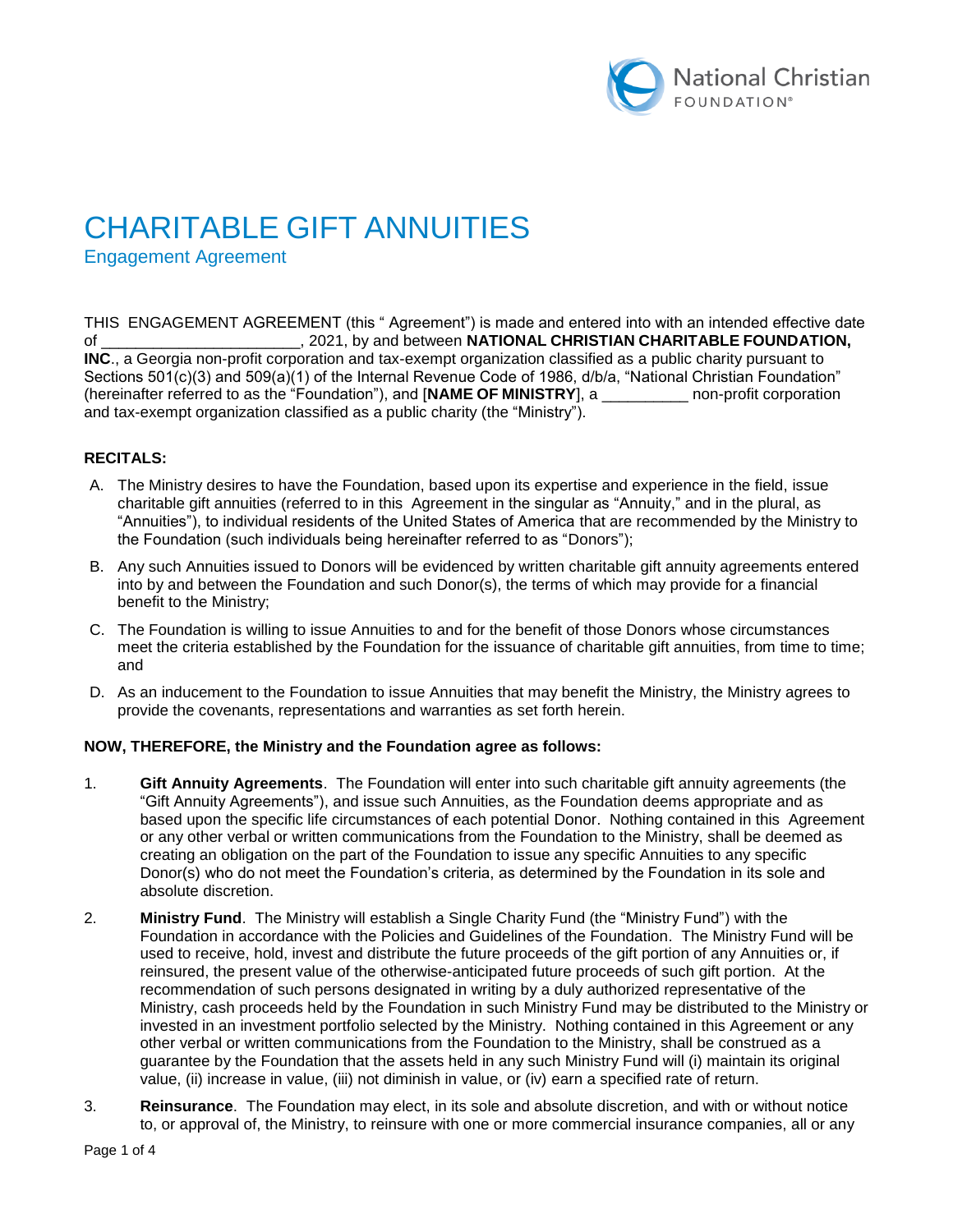# CHARITABLE GIFT ANNUITIES

## Engagement Agreement

THIS ENGAGEMENT AGREEMENT (this " Agreement") is made and entered into with an intended effective date of ______________________, 2021, by and between **NATIONAL CHRISTIAN CHARITABLE FOUNDATION, INC**., a Georgia non-profit corporation and tax-exempt organization classified as a public charity pursuant to Sections 501(c)(3) and 509(a)(1) of the Internal Revenue Code of 1986, d/b/a, "National Christian Foundation" (hereinafter referred to as the "Foundation"), and [**NAME OF MINISTRY**], a __________ non-profit corporation and tax-exempt organization classified as a public charity (the "Ministry").

**RECITALS:**

A. The Ministry desires to have the Foundation, based upon its expertise and experience in the field, issue charitable gift annuities (referred to in this Agreement in the singular as "Annuity," and in the plural, as "Annuities"), to individual residents of the United States of America that are recommended by the Ministry to the Foundation (such individuals being hereinafter referred to as "Donors");

B. Any such Annuities issued to Donors will be evidenced by written charitable gift annuity agreements entered into by and between the Foundation and such Donor(s), the terms of which may provide for a financial benefit to the Ministry;

C. The Foundation is willing to issue Annuities to and for the benefit of those Donors whose circumstances meet the criteria established by the Foundation for the issuance of charitable gift annuities, from time to time; and

D. As an inducement to the Foundation to issue Annuities that may benefit the Ministry, the Ministry agrees to provide the covenants, representations and warranties as set forth herein.

**NOW, THEREFORE, the Ministry and the Foundation agree as follows:**

1. **Gift Annuity Agreements**. The Foundation will enter into such charitable gift annuity agreements (the "Gift Annuity Agreements"), and issue such Annuities, as the Foundation deems appropriate and as based upon the specific life circumstances of each potential Donor. Nothing contained in this Agreement or any other verbal or written communications from the Foundation to the Ministry, shall be deemed as creating an obligation on the part of the Foundation to issue any specific Annuities to any specific Donor(s) who do not meet the Foundation's criteria, as determined by the Foundation in its sole and absolute discretion.

2. **Ministry Fund**. The Ministry will establish a Single Charity Fund (the "Ministry Fund") with the Foundation in accordance with the Policies and Guidelines of the Foundation. The Ministry Fund will be used to receive, hold, invest and distribute the future proceeds of the gift portion of any Annuities or, if reinsured, the present value of the otherwise-anticipated future proceeds of such gift portion. At the recommendation of such persons designated in writing by a duly authorized representative of the Ministry, cash proceeds held by the Foundation in such Ministry Fund may be distributed to the Ministry or invested in an investment portfolio selected by the Ministry. Nothing contained in this Agreement or any other verbal or written communications from the Foundation to the Ministry, shall be construed as a guarantee by the Foundation that the assets held in any such Ministry Fund will (i) maintain its original value, (ii) increase in value, (iii) not diminish in value, or (iv) earn a specified rate of return.

3. **Reinsurance**. The Foundation may elect, in its sole and absolute discretion, and with or without notice to, or approval of, the Ministry, to reinsure with one or more commercial insurance companies, all or any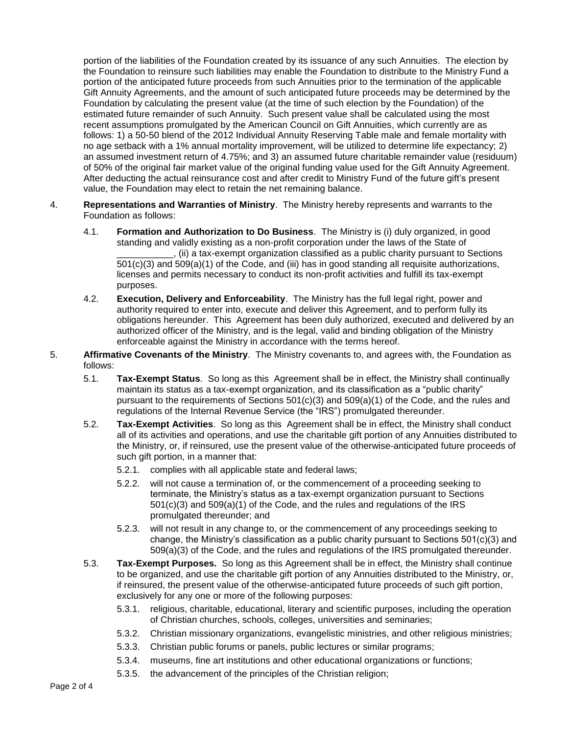portion of the liabilities of the Foundation created by its issuance of any such Annuities. The election by the Foundation to reinsure such liabilities may enable the Foundation to distribute to the Ministry Fund a portion of the anticipated future proceeds from such Annuities prior to the termination of the applicable Gift Annuity Agreements, and the amount of such anticipated future proceeds may be determined by the Foundation by calculating the present value (at the time of such election by the Foundation) of the estimated future remainder of such Annuity. Such present value shall be calculated using the most recent assumptions promulgated by the American Council on Gift Annuities, which currently are as follows: 1) a 50-50 blend of the 2012 Individual Annuity Reserving Table male and female mortality with no age setback with a 1% annual mortality improvement, will be utilized to determine life expectancy; 2) an assumed investment return of 4.75%; and 3) an assumed future charitable remainder value (residuum) of 50% of the original fair market value of the original funding value used for the Gift Annuity Agreement. After deducting the actual reinsurance cost and after credit to Ministry Fund of the future gift's present value, the Foundation may elect to retain the net remaining balance.

4. **Representations and Warranties of Ministry**. The Ministry hereby represents and warrants to the Foundation as follows:

   4.1. **Formation and Authorization to Do Business**. The Ministry is (i) duly organized, in good standing and validly existing as a non-profit corporation under the laws of the State of ___________, (ii) a tax-exempt organization classified as a public charity pursuant to Sections 501(c)(3) and 509(a)(1) of the Code, and (iii) has in good standing all requisite authorizations, licenses and permits necessary to conduct its non-profit activities and fulfill its tax-exempt purposes.

   4.2. **Execution, Delivery and Enforceability**. The Ministry has the full legal right, power and authority required to enter into, execute and deliver this Agreement, and to perform fully its obligations hereunder. This Agreement has been duly authorized, executed and delivered by an authorized officer of the Ministry, and is the legal, valid and binding obligation of the Ministry enforceable against the Ministry in accordance with the terms hereof.

5. **Affirmative Covenants of the Ministry**. The Ministry covenants to, and agrees with, the Foundation as follows:

   5.1. **Tax-Exempt Status**. So long as this Agreement shall be in effect, the Ministry shall continually maintain its status as a tax-exempt organization, and its classification as a "public charity" pursuant to the requirements of Sections 501(c)(3) and 509(a)(1) of the Code, and the rules and regulations of the Internal Revenue Service (the "IRS") promulgated thereunder.

   5.2. **Tax-Exempt Activities**. So long as this Agreement shall be in effect, the Ministry shall conduct all of its activities and operations, and use the charitable gift portion of any Annuities distributed to the Ministry, or, if reinsured, use the present value of the otherwise-anticipated future proceeds of such gift portion, in a manner that:

      5.2.1. complies with all applicable state and federal laws;

      5.2.2. will not cause a termination of, or the commencement of a proceeding seeking to terminate, the Ministry's status as a tax-exempt organization pursuant to Sections 501(c)(3) and 509(a)(1) of the Code, and the rules and regulations of the IRS promulgated thereunder; and

      5.2.3. will not result in any change to, or the commencement of any proceedings seeking to change, the Ministry's classification as a public charity pursuant to Sections 501(c)(3) and 509(a)(3) of the Code, and the rules and regulations of the IRS promulgated thereunder.

   5.3. **Tax-Exempt Purposes.** So long as this Agreement shall be in effect, the Ministry shall continue to be organized, and use the charitable gift portion of any Annuities distributed to the Ministry, or, if reinsured, the present value of the otherwise-anticipated future proceeds of such gift portion, exclusively for any one or more of the following purposes:

      5.3.1. religious, charitable, educational, literary and scientific purposes, including the operation of Christian churches, schools, colleges, universities and seminaries;

      5.3.2. Christian missionary organizations, evangelistic ministries, and other religious ministries;

      5.3.3. Christian public forums or panels, public lectures or similar programs;

      5.3.4. museums, fine art institutions and other educational organizations or functions;

      5.3.5. the advancement of the principles of the Christian religion;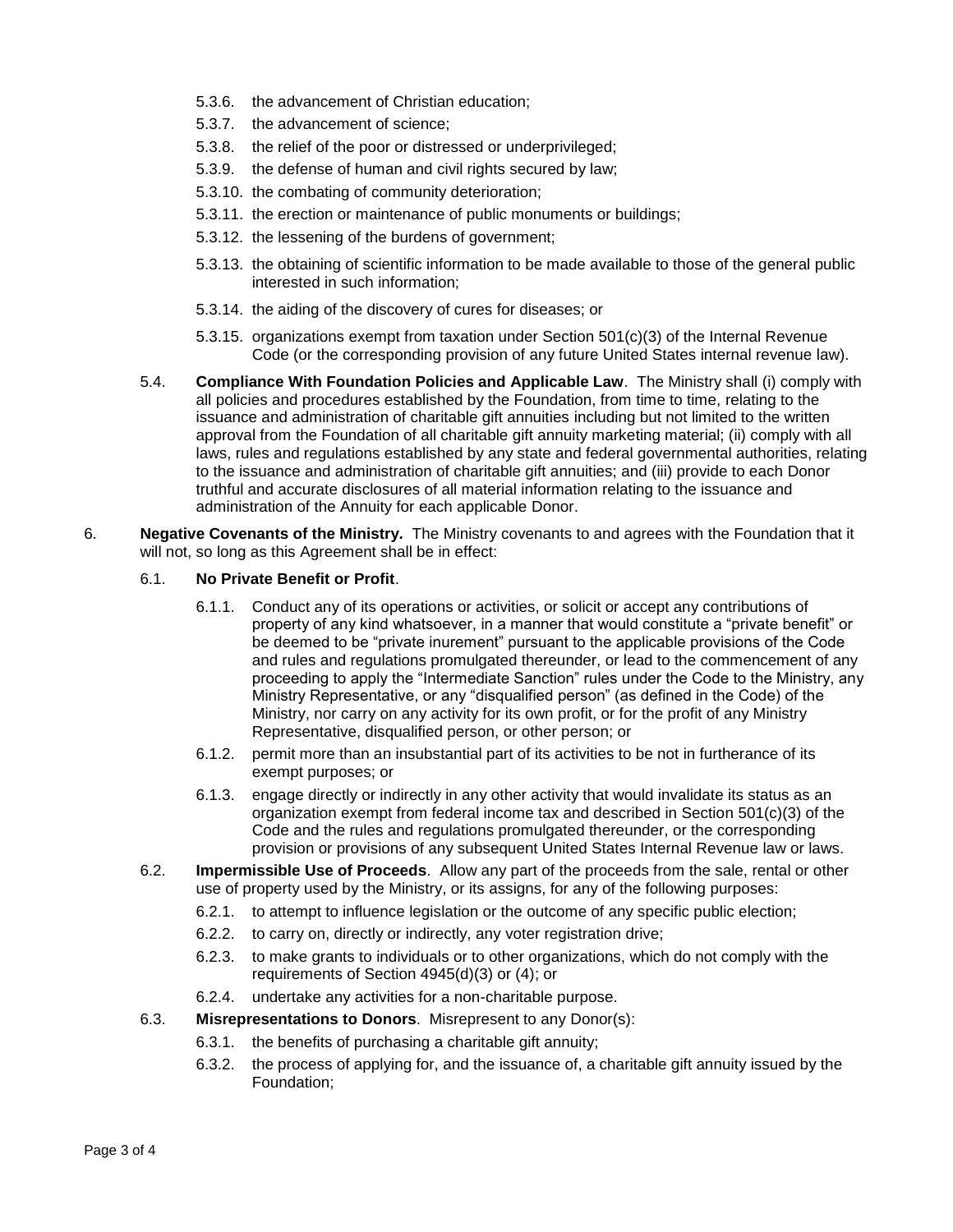5.3.6. the advancement of Christian education;

5.3.7. the advancement of science;

5.3.8. the relief of the poor or distressed or underprivileged;

5.3.9. the defense of human and civil rights secured by law;

5.3.10. the combating of community deterioration;

5.3.11. the erection or maintenance of public monuments or buildings;

5.3.12. the lessening of the burdens of government;

5.3.13. the obtaining of scientific information to be made available to those of the general public interested in such information;

5.3.14. the aiding of the discovery of cures for diseases; or

5.3.15. organizations exempt from taxation under Section 501(c)(3) of the Internal Revenue Code (or the corresponding provision of any future United States internal revenue law).

5.4. **Compliance With Foundation Policies and Applicable Law**. The Ministry shall (i) comply with all policies and procedures established by the Foundation, from time to time, relating to the issuance and administration of charitable gift annuities including but not limited to the written approval from the Foundation of all charitable gift annuity marketing material; (ii) comply with all laws, rules and regulations established by any state and federal governmental authorities, relating to the issuance and administration of charitable gift annuities; and (iii) provide to each Donor truthful and accurate disclosures of all material information relating to the issuance and administration of the Annuity for each applicable Donor.

6. **Negative Covenants of the Ministry.** The Ministry covenants to and agrees with the Foundation that it will not, so long as this Agreement shall be in effect:

6.1. **No Private Benefit or Profit**.

6.1.1. Conduct any of its operations or activities, or solicit or accept any contributions of property of any kind whatsoever, in a manner that would constitute a "private benefit" or be deemed to be "private inurement" pursuant to the applicable provisions of the Code and rules and regulations promulgated thereunder, or lead to the commencement of any proceeding to apply the "Intermediate Sanction" rules under the Code to the Ministry, any Ministry Representative, or any "disqualified person" (as defined in the Code) of the Ministry, nor carry on any activity for its own profit, or for the profit of any Ministry Representative, disqualified person, or other person; or

6.1.2. permit more than an insubstantial part of its activities to be not in furtherance of its exempt purposes; or

6.1.3. engage directly or indirectly in any other activity that would invalidate its status as an organization exempt from federal income tax and described in Section 501(c)(3) of the Code and the rules and regulations promulgated thereunder, or the corresponding provision or provisions of any subsequent United States Internal Revenue law or laws.

6.2. **Impermissible Use of Proceeds**. Allow any part of the proceeds from the sale, rental or other use of property used by the Ministry, or its assigns, for any of the following purposes:

6.2.1. to attempt to influence legislation or the outcome of any specific public election;

6.2.2. to carry on, directly or indirectly, any voter registration drive;

6.2.3. to make grants to individuals or to other organizations, which do not comply with the requirements of Section 4945(d)(3) or (4); or

6.2.4. undertake any activities for a non-charitable purpose.

6.3. **Misrepresentations to Donors**. Misrepresent to any Donor(s):

6.3.1. the benefits of purchasing a charitable gift annuity;

6.3.2. the process of applying for, and the issuance of, a charitable gift annuity issued by the Foundation;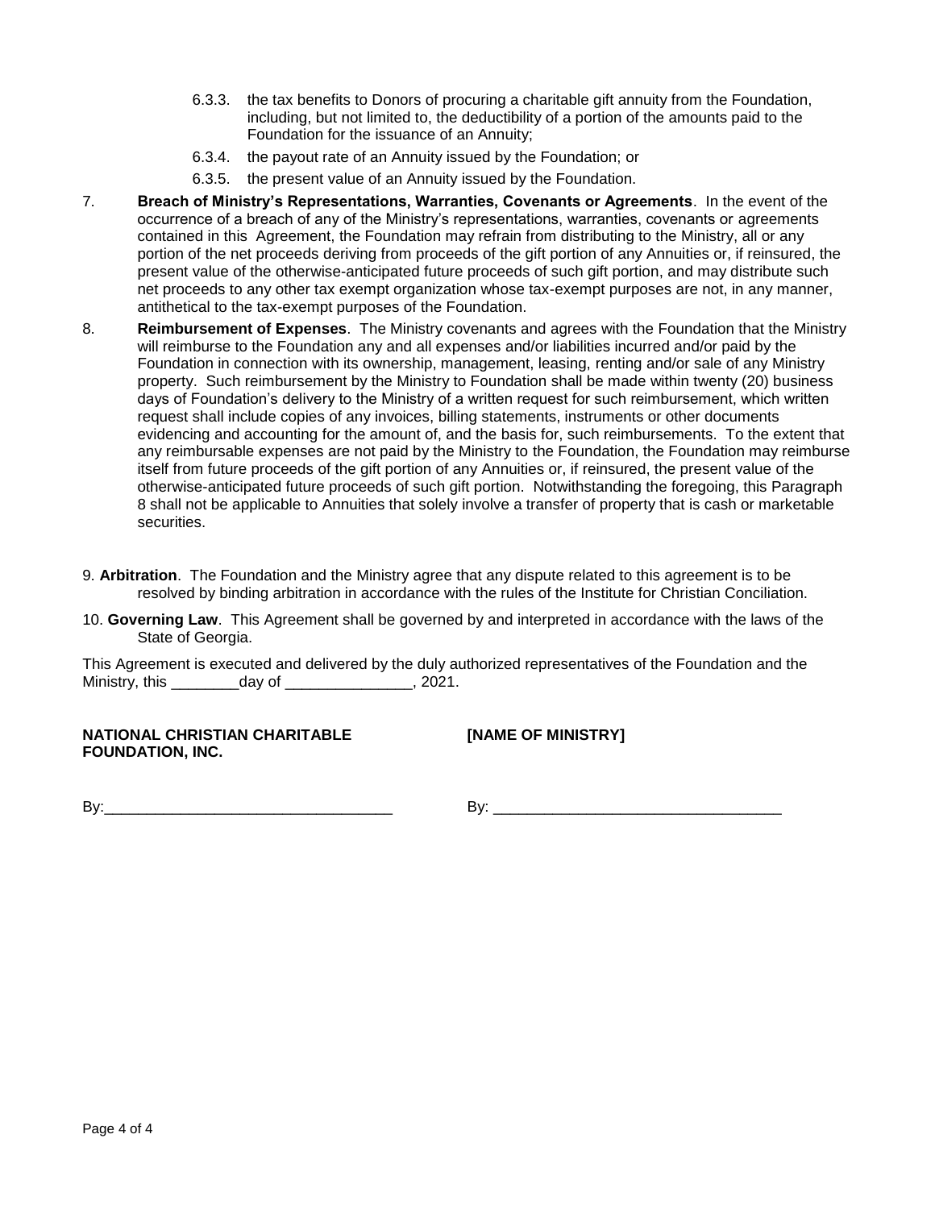6.3.3. the tax benefits to Donors of procuring a charitable gift annuity from the Foundation, including, but not limited to, the deductibility of a portion of the amounts paid to the Foundation for the issuance of an Annuity;

6.3.4. the payout rate of an Annuity issued by the Foundation; or

6.3.5. the present value of an Annuity issued by the Foundation.

7. **Breach of Ministry's Representations, Warranties, Covenants or Agreements**. In the event of the occurrence of a breach of any of the Ministry's representations, warranties, covenants or agreements contained in this Agreement, the Foundation may refrain from distributing to the Ministry, all or any portion of the net proceeds deriving from proceeds of the gift portion of any Annuities or, if reinsured, the present value of the otherwise-anticipated future proceeds of such gift portion, and may distribute such net proceeds to any other tax exempt organization whose tax-exempt purposes are not, in any manner, antithetical to the tax-exempt purposes of the Foundation.

8. **Reimbursement of Expenses**. The Ministry covenants and agrees with the Foundation that the Ministry will reimburse to the Foundation any and all expenses and/or liabilities incurred and/or paid by the Foundation in connection with its ownership, management, leasing, renting and/or sale of any Ministry property. Such reimbursement by the Ministry to Foundation shall be made within twenty (20) business days of Foundation's delivery to the Ministry of a written request for such reimbursement, which written request shall include copies of any invoices, billing statements, instruments or other documents evidencing and accounting for the amount of, and the basis for, such reimbursements. To the extent that any reimbursable expenses are not paid by the Ministry to the Foundation, the Foundation may reimburse itself from future proceeds of the gift portion of any Annuities or, if reinsured, the present value of the otherwise-anticipated future proceeds of such gift portion. Notwithstanding the foregoing, this Paragraph 8 shall not be applicable to Annuities that solely involve a transfer of property that is cash or marketable securities.

9. **Arbitration**. The Foundation and the Ministry agree that any dispute related to this agreement is to be resolved by binding arbitration in accordance with the rules of the Institute for Christian Conciliation.

10. **Governing Law**. This Agreement shall be governed by and interpreted in accordance with the laws of the State of Georgia.

This Agreement is executed and delivered by the duly authorized representatives of the Foundation and the Ministry, this ________day of _______________, 2021.

**NATIONAL CHRISTIAN CHARITABLE FOUNDATION, INC.**

By:__________________________________

**[NAME OF MINISTRY]**

By: __________________________________